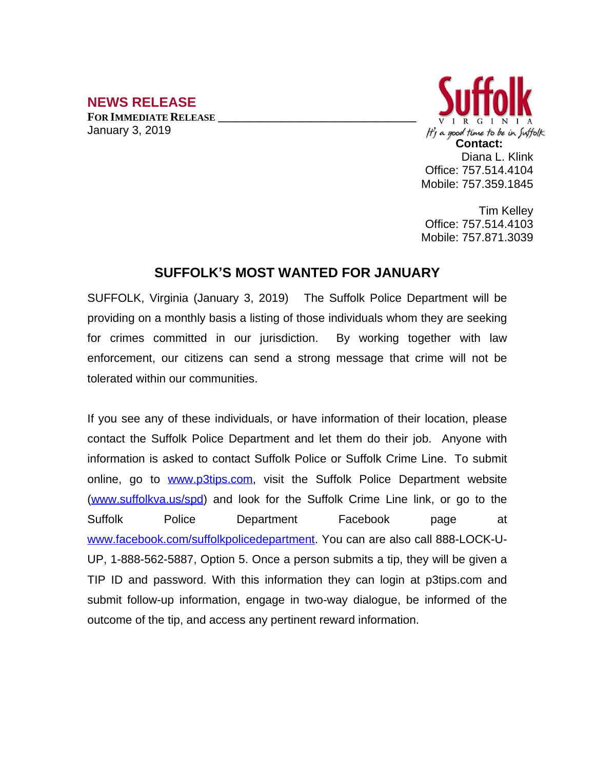**NEWS RELEASE**

**FOR IMMEDIATE RELEASE**

January 3, 2019

Suffolk
VIRGINIA
*It's a good time to be in Suffolk*

**Contact:**
Diana L. Klink
Office: 757.514.4104
Mobile: 757.359.1845

Tim Kelley
Office: 757.514.4103
Mobile: 757.871.3039

## SUFFOLK'S MOST WANTED FOR JANUARY

SUFFOLK, Virginia (January 3, 2019) The Suffolk Police Department will be providing on a monthly basis a listing of those individuals whom they are seeking for crimes committed in our jurisdiction. By working together with law enforcement, our citizens can send a strong message that crime will not be tolerated within our communities.

If you see any of these individuals, or have information of their location, please contact the Suffolk Police Department and let them do their job. Anyone with information is asked to contact Suffolk Police or Suffolk Crime Line. To submit online, go to [www.p3tips.com](http://www.p3tips.com), visit the Suffolk Police Department website ([www.suffolkva.us/spd](http://www.suffolkva.us/spd)) and look for the Suffolk Crime Line link, or go to the Suffolk Police Department Facebook page at [www.facebook.com/suffolkpolicedepartment](http://www.facebook.com/suffolkpolicedepartment). You can are also call 888-LOCK-U-UP, 1-888-562-5887, Option 5. Once a person submits a tip, they will be given a TIP ID and password. With this information they can login at p3tips.com and submit follow-up information, engage in two-way dialogue, be informed of the outcome of the tip, and access any pertinent reward information.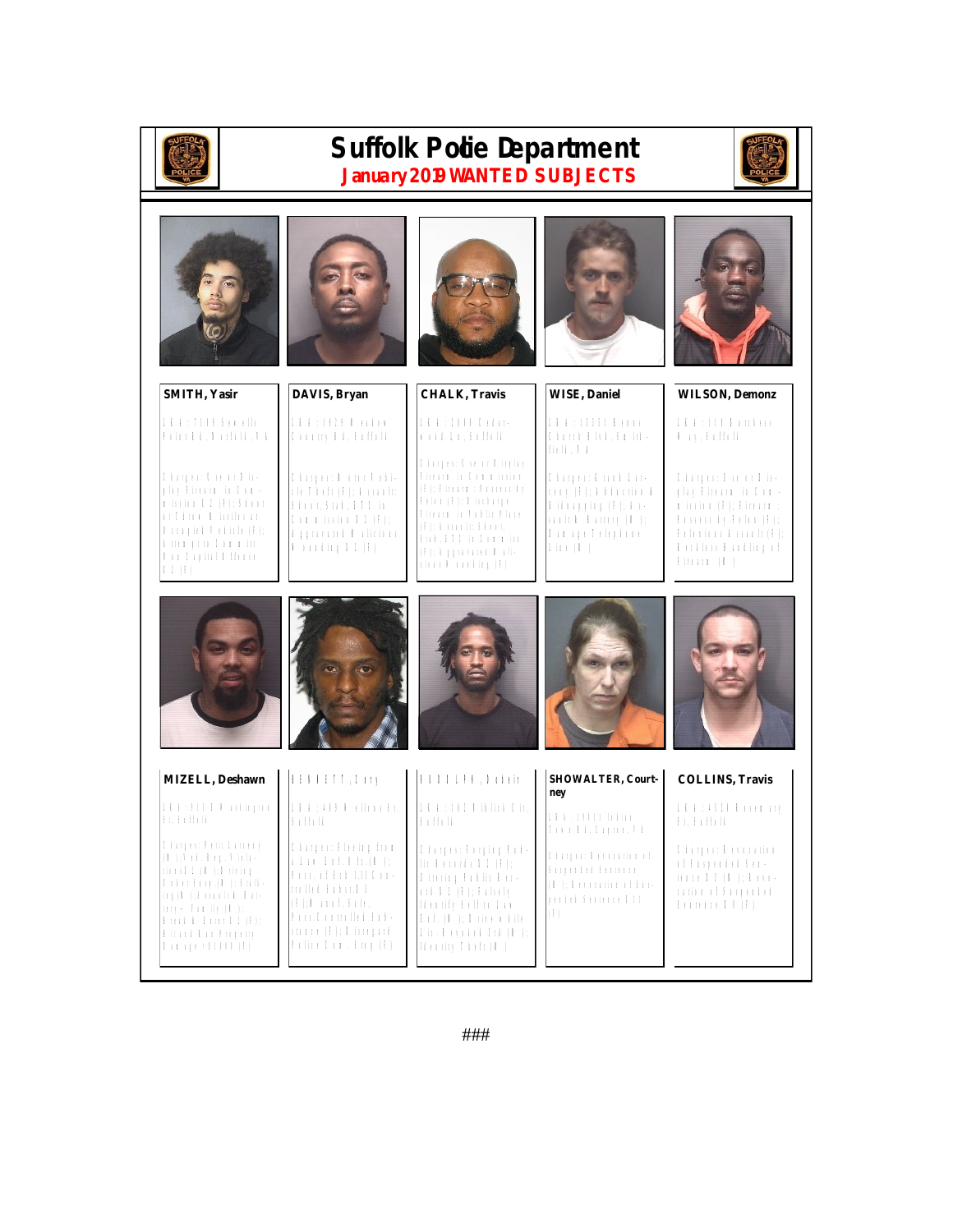# Suffolk Polie Department

## January 2019 WANTED SUBJECTS

**SMITH, Yasir**

**DAVIS, Bryan**

**CHALK, Travis**

**WISE, Daniel**

**WILSON, Demonz**

**MIZELL, Deshawn**

**SHOWALTER, Courtney**

**COLLINS, Travis**

###